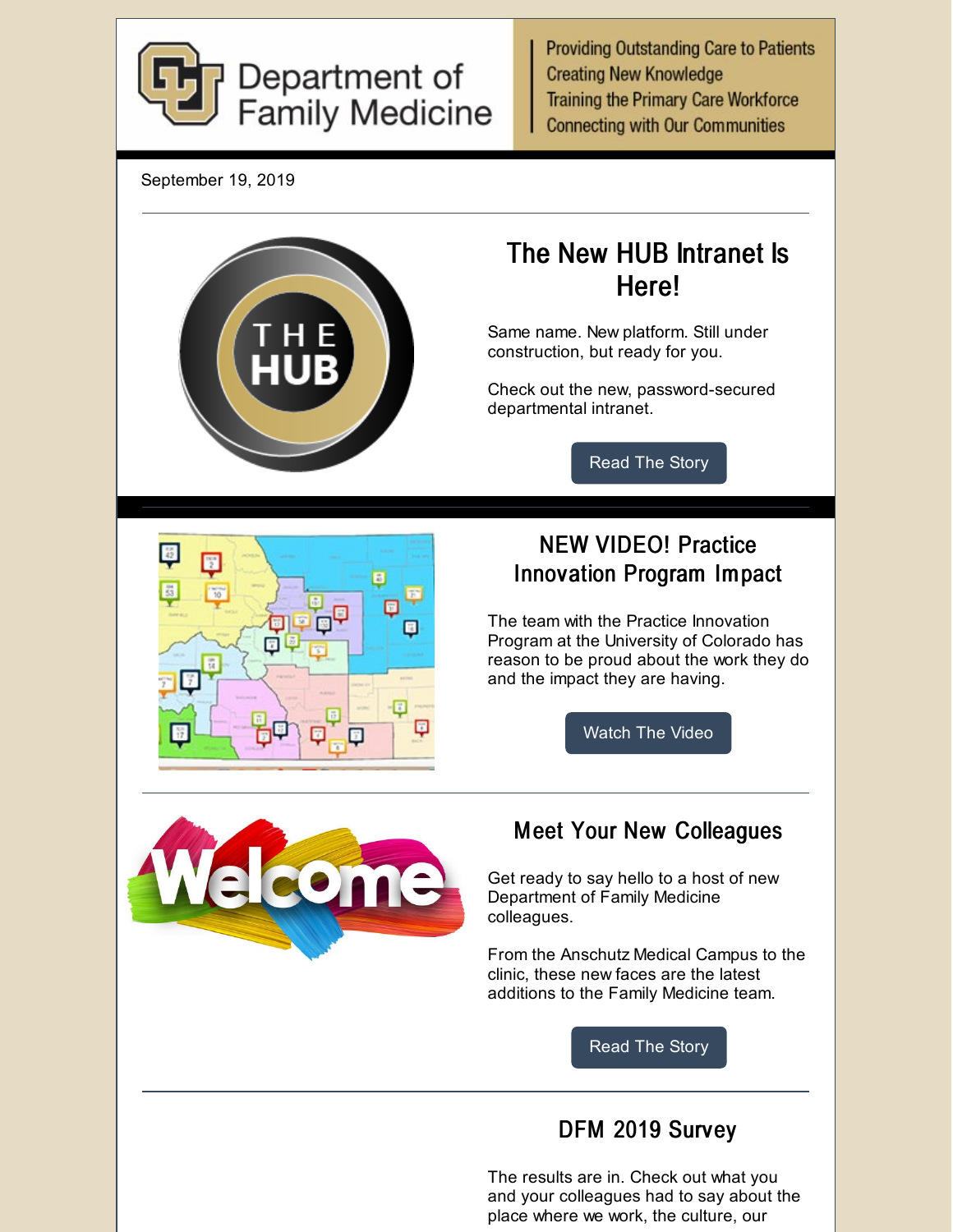Department of Family Medicine

Providing Outstanding Care to Patients
Creating New Knowledge
Training the Primary Care Workforce
Connecting with Our Communities

September 19, 2019

---

## The New HUB Intranet Is Here!

Same name. New platform. Still under construction, but ready for you.

Check out the new, password-secured departmental intranet.

Read The Story

---

## NEW VIDEO! Practice Innovation Program Impact

The team with the Practice Innovation Program at the University of Colorado has reason to be proud about the work they do and the impact they are having.

Watch The Video

---

## Meet Your New Colleagues

Get ready to say hello to a host of new Department of Family Medicine colleagues.

From the Anschutz Medical Campus to the clinic, these new faces are the latest additions to the Family Medicine team.

Read The Story

---

## DFM 2019 Survey

The results are in. Check out what you and your colleagues had to say about the place where we work, the culture, our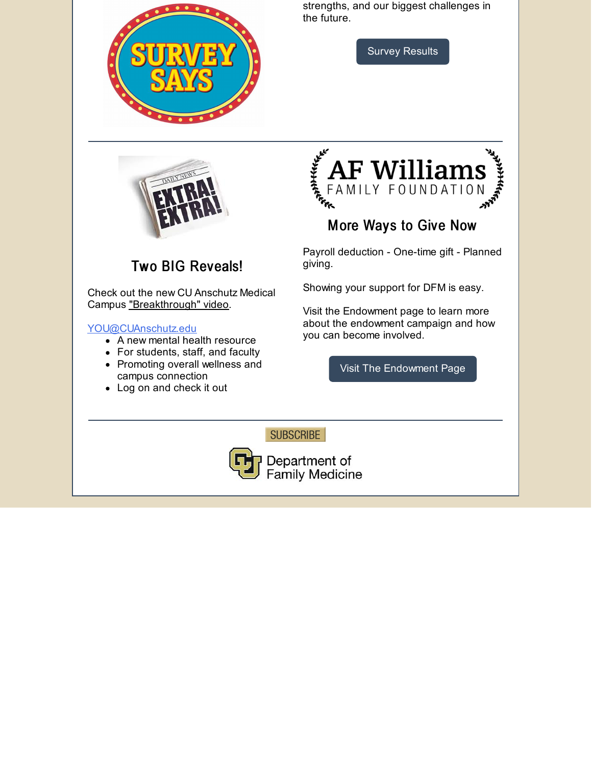strengths, and our biggest challenges in the future.

Survey Results

## Two BIG Reveals!

Check out the new CU Anschutz Medical Campus "Breakthrough" video.

YOU@CUAnschutz.edu

- A new mental health resource
- For students, staff, and faculty
- Promoting overall wellness and campus connection
- Log on and check it out

AF Williams
FAMILY FOUNDATION

## More Ways to Give Now

Payroll deduction - One-time gift - Planned giving.

Showing your support for DFM is easy.

Visit the Endowment page to learn more about the endowment campaign and how you can become involved.

Visit The Endowment Page

SUBSCRIBE

Department of Family Medicine